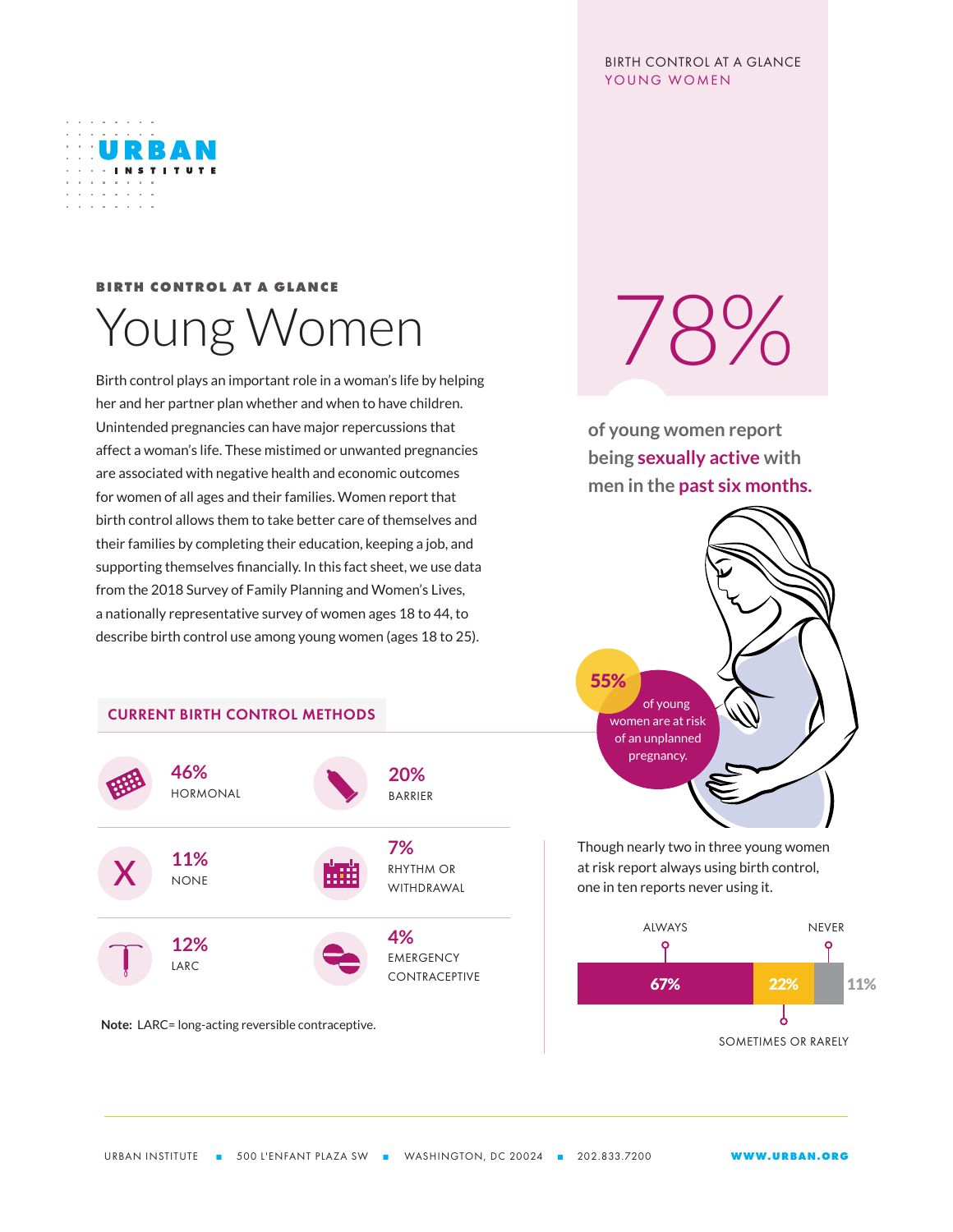BIRTH CONTROL AT A GLANCE
YOUNG WOMEN

URBAN INSTITUTE

**BIRTH CONTROL AT A GLANCE**

# Young Women

Birth control plays an important role in a woman's life by helping her and her partner plan whether and when to have children. Unintended pregnancies can have major repercussions that affect a woman's life. These mistimed or unwanted pregnancies are associated with negative health and economic outcomes for women of all ages and their families. Women report that birth control allows them to take better care of themselves and their families by completing their education, keeping a job, and supporting themselves financially. In this fact sheet, we use data from the 2018 Survey of Family Planning and Women's Lives, a nationally representative survey of women ages 18 to 44, to describe birth control use among young women (ages 18 to 25).

## 78%

**of young women report being sexually active with men in the past six months.**

**55%** of young women are at risk of an unplanned pregnancy.

## CURRENT BIRTH CONTROL METHODS

| | |
|---|---|
| **46%** HORMONAL | **20%** BARRIER |
| **11%** NONE | **7%** RHYTHM OR WITHDRAWAL |
| **12%** LARC | **4%** EMERGENCY CONTRACEPTIVE |

**Note:** LARC= long-acting reversible contraceptive.

Though nearly two in three young women at risk report always using birth control, one in ten reports never using it.

| ALWAYS | SOMETIMES OR RARELY | NEVER |
|---|---|---|
| 67% | 22% | 11% |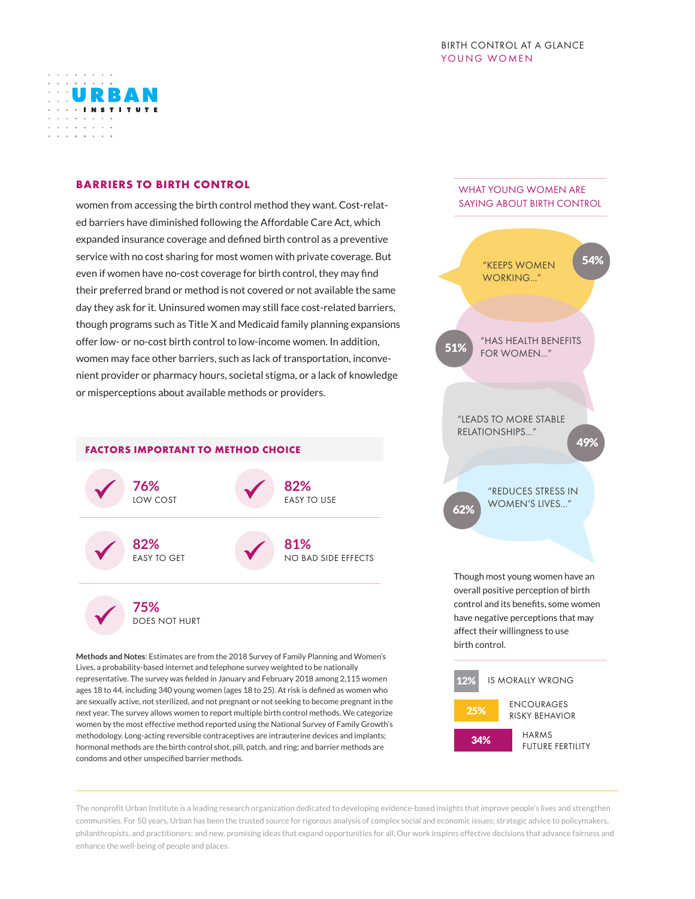## BARRIERS TO BIRTH CONTROL

women from accessing the birth control method they want. Cost-related barriers have diminished following the Affordable Care Act, which expanded insurance coverage and defined birth control as a preventive service with no cost sharing for most women with private coverage. But even if women have no-cost coverage for birth control, they may find their preferred brand or method is not covered or not available the same day they ask for it. Uninsured women may still face cost-related barriers, though programs such as Title X and Medicaid family planning expansions offer low- or no-cost birth control to low-income women. In addition, women may face other barriers, such as lack of transportation, inconvenient provider or pharmacy hours, societal stigma, or a lack of knowledge or misperceptions about available methods or providers.

### FACTORS IMPORTANT TO METHOD CHOICE

**76%** LOW COST

**82%** EASY TO USE

**82%** EASY TO GET

**81%** NO BAD SIDE EFFECTS

**75%** DOES NOT HURT

**Methods and Notes**: Estimates are from the 2018 Survey of Family Planning and Women's Lives, a probability-based internet and telephone survey weighted to be nationally representative. The survey was fielded in January and February 2018 among 2,115 women ages 18 to 44, including 340 young women (ages 18 to 25). At risk is defined as women who are sexually active, not sterilized, and not pregnant or not seeking to become pregnant in the next year. The survey allows women to report multiple birth control methods. We categorize women by the most effective method reported using the National Survey of Family Growth's methodology. Long-acting reversible contraceptives are intrauterine devices and implants; hormonal methods are the birth control shot, pill, patch, and ring; and barrier methods are condoms and other unspecified barrier methods.

### WHAT YOUNG WOMEN ARE SAYING ABOUT BIRTH CONTROL

"KEEPS WOMEN WORKING..." 54%

"HAS HEALTH BENEFITS FOR WOMEN..." 51%

"LEADS TO MORE STABLE RELATIONSHIPS..." 49%

"REDUCES STRESS IN WOMEN'S LIVES..." 62%

Though most young women have an overall positive perception of birth control and its benefits, some women have negative perceptions that may affect their willingness to use birth control.

12% IS MORALLY WRONG

25% ENCOURAGES RISKY BEHAVIOR

34% HARMS FUTURE FERTILITY

The nonprofit Urban Institute is a leading research organization dedicated to developing evidence-based insights that improve people's lives and strengthen communities. For 50 years, Urban has been the trusted source for rigorous analysis of complex social and economic issues; strategic advice to policymakers, philanthropists, and practitioners; and new, promising ideas that expand opportunities for all. Our work inspires effective decisions that advance fairness and enhance the well-being of people and places.